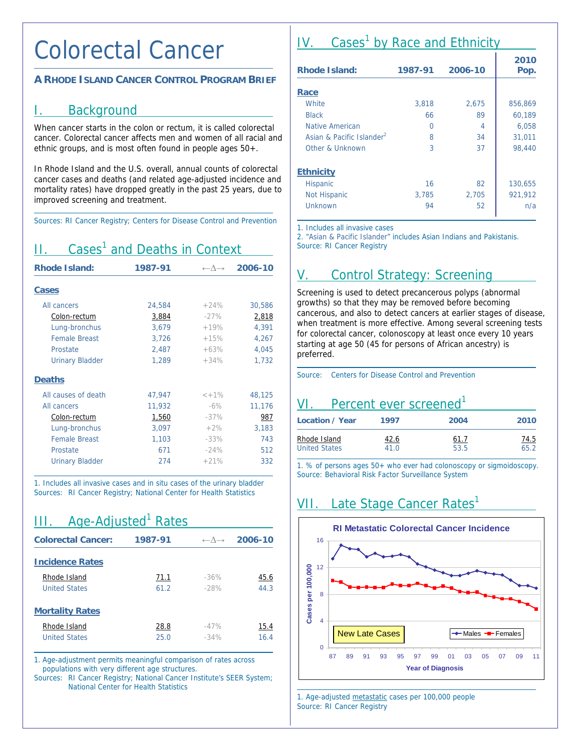# Colorectal Cancer

**A RHODE ISLAND CANCER CONTROL PROGRAM BRIEF**

## I. Background

When cancer starts in the colon or rectum, it is called colorectal cancer. Colorectal cancer affects men and women of all racial and ethnic groups, and is most often found in people ages 50+.

In Rhode Island and the U.S. overall, annual counts of colorectal cancer cases and deaths (and related age-adjusted incidence and mortality rates) have dropped greatly in the past 25 years, due to improved screening and treatment.

Sources: RI Cancer Registry; Centers for Disease Control and Prevention

## II. Cases[1] and Deaths in Context

| Rhode Island: | 1987-91 | ←Δ→ | 2006-10 |
|---|---|---|---|
| **Cases** | | | |
| All cancers | 24,584 | +24% | 30,586 |
| Colon-rectum | 3,884 | -27% | 2,818 |
| Lung-bronchus | 3,679 | +19% | 4,391 |
| Female Breast | 3,726 | +15% | 4,267 |
| Prostate | 2,487 | +63% | 4,045 |
| Urinary Bladder | 1,289 | +34% | 1,732 |
| **Deaths** | | | |
| All causes of death | 47,947 | <+1% | 48,125 |
| All cancers | 11,932 | -6% | 11,176 |
| Colon-rectum | 1,560 | -37% | 987 |
| Lung-bronchus | 3,097 | +2% | 3,183 |
| Female Breast | 1,103 | -33% | 743 |
| Prostate | 671 | -24% | 512 |
| Urinary Bladder | 274 | +21% | 332 |

1. Includes all invasive cases and in situ cases of the urinary bladder
Sources: RI Cancer Registry; National Center for Health Statistics

## III. Age-Adjusted[1] Rates

| Colorectal Cancer: | 1987-91 | ←Δ→ | 2006-10 |
|---|---|---|---|
| **Incidence Rates** | | | |
| Rhode Island | 71.1 | -36% | 45.6 |
| United States | 61.2 | -28% | 44.3 |
| **Mortality Rates** | | | |
| Rhode Island | 28.8 | -47% | 15.4 |
| United States | 25.0 | -34% | 16.4 |

1. Age-adjustment permits meaningful comparison of rates across populations with very different age structures.
Sources: RI Cancer Registry; National Cancer Institute's SEER System; National Center for Health Statistics

## IV. Cases[1] by Race and Ethnicity

| Rhode Island: | 1987-91 | 2006-10 | 2010 Pop. |
|---|---|---|---|
| **Race** | | | |
| White | 3,818 | 2,675 | 856,869 |
| Black | 66 | 89 | 60,189 |
| Native American | 0 | 4 | 6,058 |
| Asian & Pacific Islander[2] | 8 | 34 | 31,011 |
| Other & Unknown | 3 | 37 | 98,440 |
| **Ethnicity** | | | |
| Hispanic | 16 | 82 | 130,655 |
| Not Hispanic | 3,785 | 2,705 | 921,912 |
| Unknown | 94 | 52 | n/a |

1. Includes all invasive cases
2. "Asian & Pacific Islander" includes Asian Indians and Pakistanis.
Source: RI Cancer Registry

## V. Control Strategy: Screening

Screening is used to detect precancerous polyps (abnormal growths) so that they may be removed before becoming cancerous, and also to detect cancers at earlier stages of disease, when treatment is more effective. Among several screening tests for colorectal cancer, colonoscopy at least once every 10 years starting at age 50 (45 for persons of African ancestry) is preferred.

Source: Centers for Disease Control and Prevention

## VI. Percent ever screened[1]

| Location / Year | 1997 | 2004 | 2010 |
|---|---|---|---|
| Rhode Island | 42.6 | 61.7 | 74.5 |
| United States | 41.0 | 53.5 | 65.2 |

1. % of persons ages 50+ who ever had colonoscopy or sigmoidoscopy.
Source: Behavioral Risk Factor Surveillance System

## VII. Late Stage Cancer Rates[1]

**RI Metastatic Colorectal Cancer Incidence**

New Late Cases

Cases per 100,000 (Males, Females) by Year of Diagnosis, 87–11

1. Age-adjusted metastatic cases per 100,000 people
Source: RI Cancer Registry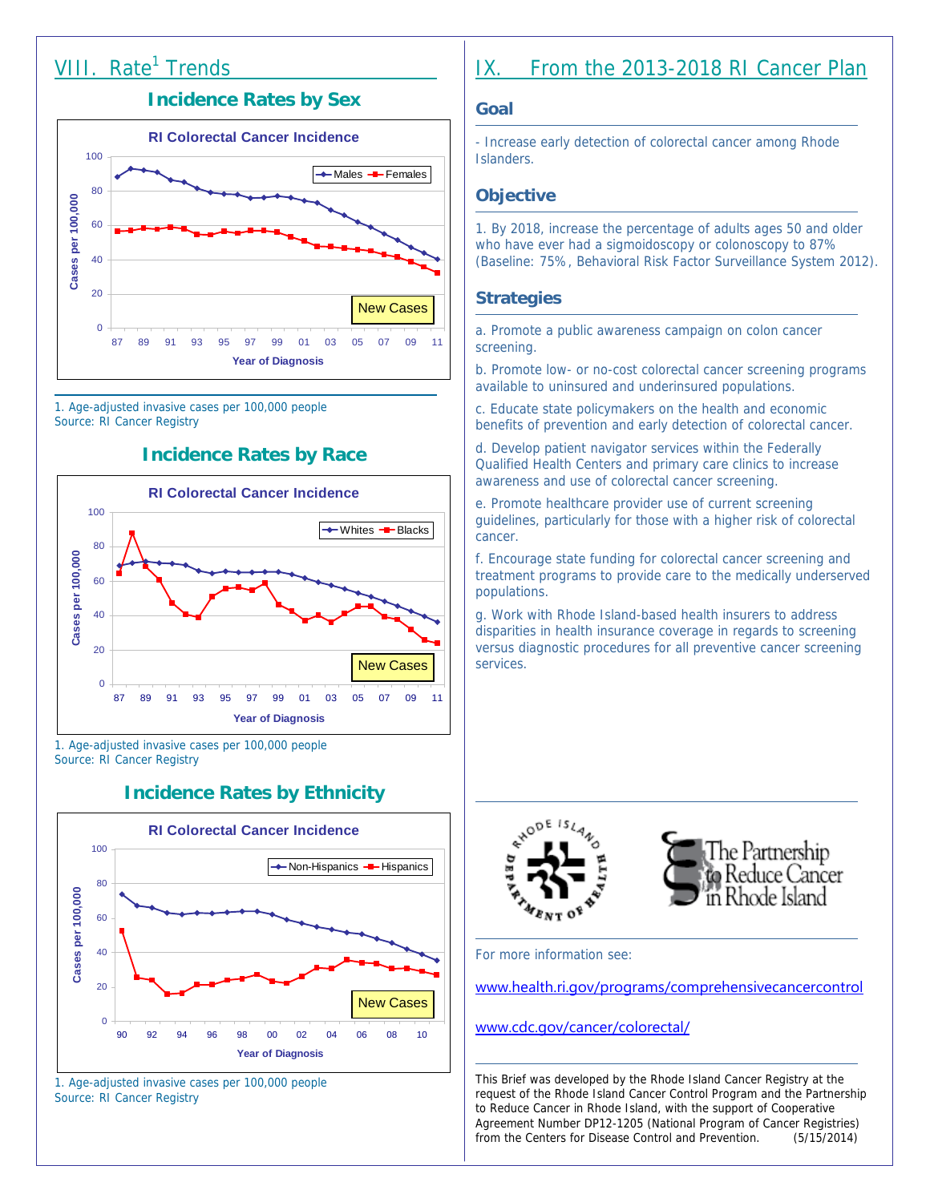## VIII. Rate[1] Trends

### Incidence Rates by Sex

RI Colorectal Cancer Incidence

1. Age-adjusted invasive cases per 100,000 people
Source: RI Cancer Registry

### Incidence Rates by Race

RI Colorectal Cancer Incidence

1. Age-adjusted invasive cases per 100,000 people
Source: RI Cancer Registry

### Incidence Rates by Ethnicity

RI Colorectal Cancer Incidence

1. Age-adjusted invasive cases per 100,000 people
Source: RI Cancer Registry

## IX. From the 2013-2018 RI Cancer Plan

### Goal

- Increase early detection of colorectal cancer among Rhode Islanders.

### Objective

1. By 2018, increase the percentage of adults ages 50 and older who have ever had a sigmoidoscopy or colonoscopy to 87% (Baseline: 75%, Behavioral Risk Factor Surveillance System 2012).

### Strategies

a. Promote a public awareness campaign on colon cancer screening.

b. Promote low- or no-cost colorectal cancer screening programs available to uninsured and underinsured populations.

c. Educate state policymakers on the health and economic benefits of prevention and early detection of colorectal cancer.

d. Develop patient navigator services within the Federally Qualified Health Centers and primary care clinics to increase awareness and use of colorectal cancer screening.

e. Promote healthcare provider use of current screening guidelines, particularly for those with a higher risk of colorectal cancer.

f. Encourage state funding for colorectal cancer screening and treatment programs to provide care to the medically underserved populations.

g. Work with Rhode Island-based health insurers to address disparities in health insurance coverage in regards to screening versus diagnostic procedures for all preventive cancer screening services.

The Partnership to Reduce Cancer in Rhode Island

For more information see:

www.health.ri.gov/programs/comprehensivecancercontrol

www.cdc.gov/cancer/colorectal/

This Brief was developed by the Rhode Island Cancer Registry at the request of the Rhode Island Cancer Control Program and the Partnership to Reduce Cancer in Rhode Island, with the support of Cooperative Agreement Number DP12-1205 (National Program of Cancer Registries) from the Centers for Disease Control and Prevention. (5/15/2014)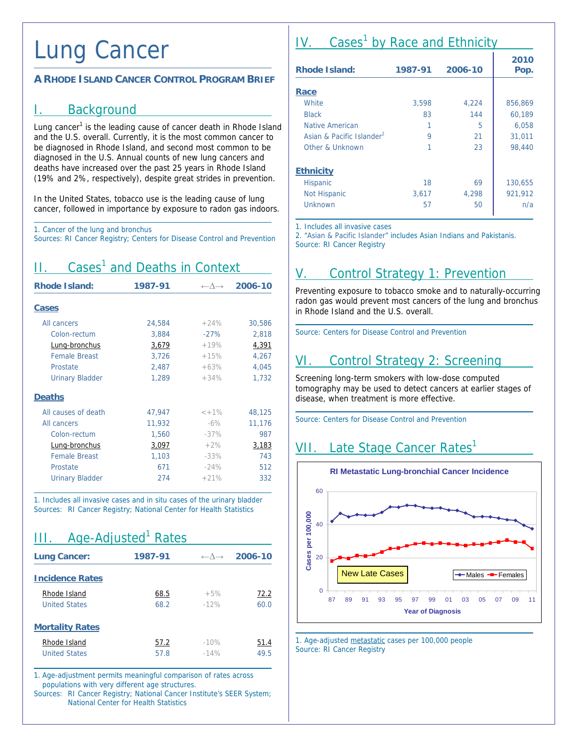# Lung Cancer

**A RHODE ISLAND CANCER CONTROL PROGRAM BRIEF**

## I. Background

Lung cancer[1] is the leading cause of cancer death in Rhode Island and the U.S. overall. Currently, it is the most common cancer to be diagnosed in Rhode Island, and second most common to be diagnosed in the U.S. Annual counts of new lung cancers and deaths have increased over the past 25 years in Rhode Island (19% and 2%, respectively), despite great strides in prevention.

In the United States, tobacco use is the leading cause of lung cancer, followed in importance by exposure to radon gas indoors.

1. Cancer of the lung and bronchus
Sources: RI Cancer Registry; Centers for Disease Control and Prevention

## II. Cases[1] and Deaths in Context

| Rhode Island: | 1987-91 | ←Δ→ | 2006-10 |
|---|---|---|---|
| **Cases** | | | |
| All cancers | 24,584 | +24% | 30,586 |
| Colon-rectum | 3,884 | -27% | 2,818 |
| Lung-bronchus | 3,679 | +19% | 4,391 |
| Female Breast | 3,726 | +15% | 4,267 |
| Prostate | 2,487 | +63% | 4,045 |
| Urinary Bladder | 1,289 | +34% | 1,732 |
| **Deaths** | | | |
| All causes of death | 47,947 | <+1% | 48,125 |
| All cancers | 11,932 | -6% | 11,176 |
| Colon-rectum | 1,560 | -37% | 987 |
| Lung-bronchus | 3,097 | +2% | 3,183 |
| Female Breast | 1,103 | -33% | 743 |
| Prostate | 671 | -24% | 512 |
| Urinary Bladder | 274 | +21% | 332 |

1. Includes all invasive cases and in situ cases of the urinary bladder
Sources: RI Cancer Registry; National Center for Health Statistics

## III. Age-Adjusted[1] Rates

| Lung Cancer: | 1987-91 | ←Δ→ | 2006-10 |
|---|---|---|---|
| **Incidence Rates** | | | |
| Rhode Island | 68.5 | +5% | 72.2 |
| United States | 68.2 | -12% | 60.0 |
| **Mortality Rates** | | | |
| Rhode Island | 57.2 | -10% | 51.4 |
| United States | 57.8 | -14% | 49.5 |

1. Age-adjustment permits meaningful comparison of rates across populations with very different age structures.
Sources: RI Cancer Registry; National Cancer Institute's SEER System; National Center for Health Statistics

## IV. Cases[1] by Race and Ethnicity

| Rhode Island: | 1987-91 | 2006-10 | 2010 Pop. |
|---|---|---|---|
| **Race** | | | |
| White | 3,598 | 4,224 | 856,869 |
| Black | 83 | 144 | 60,189 |
| Native American | 1 | 5 | 6,058 |
| Asian & Pacific Islander[2] | 9 | 21 | 31,011 |
| Other & Unknown | 1 | 23 | 98,440 |
| **Ethnicity** | | | |
| Hispanic | 18 | 69 | 130,655 |
| Not Hispanic | 3,617 | 4,298 | 921,912 |
| Unknown | 57 | 50 | n/a |

1. Includes all invasive cases
2. "Asian & Pacific Islander" includes Asian Indians and Pakistanis.
Source: RI Cancer Registry

## V. Control Strategy 1: Prevention

Preventing exposure to tobacco smoke and to naturally-occurring radon gas would prevent most cancers of the lung and bronchus in Rhode Island and the U.S. overall.

Source: Centers for Disease Control and Prevention

## VI. Control Strategy 2: Screening

Screening long-term smokers with low-dose computed tomography may be used to detect cancers at earlier stages of disease, when treatment is more effective.

Source: Centers for Disease Control and Prevention

## VII. Late Stage Cancer Rates[1]

RI Metastatic Lung-bronchial Cancer Incidence

1. Age-adjusted metastatic cases per 100,000 people
Source: RI Cancer Registry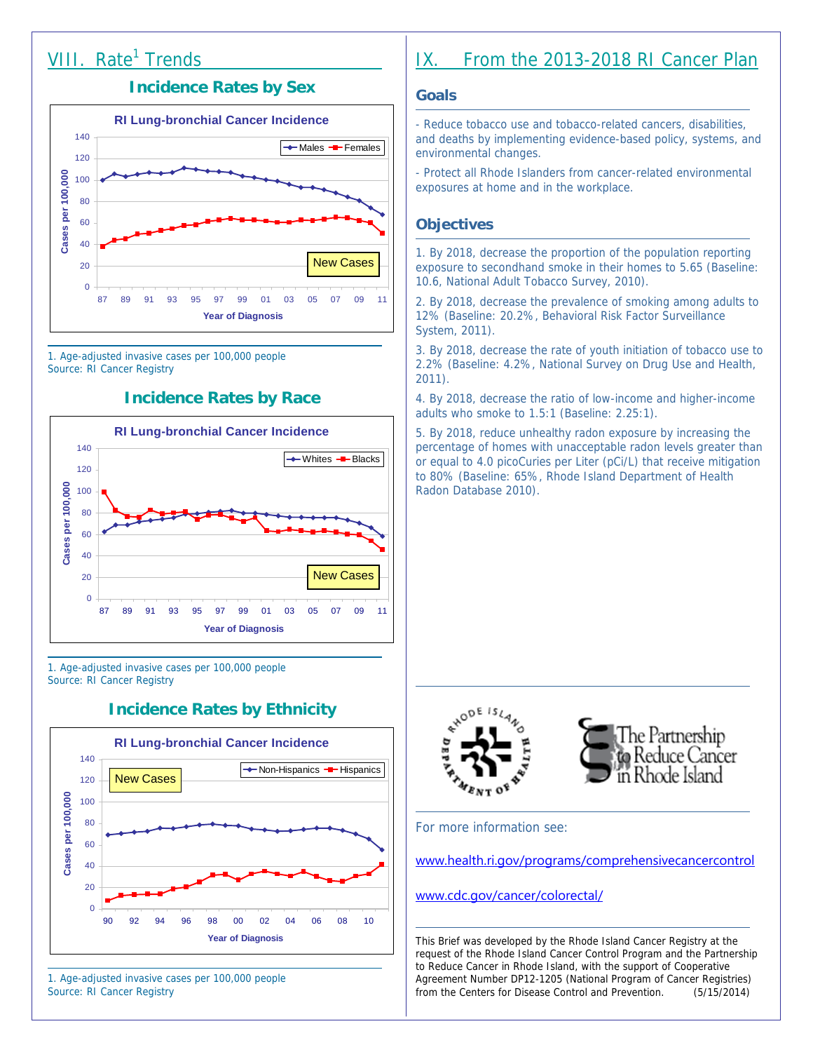# VIII. Rate[1] Trends

## Incidence Rates by Sex

RI Lung-bronchial Cancer Incidence

1. Age-adjusted invasive cases per 100,000 people
Source: RI Cancer Registry

## Incidence Rates by Race

RI Lung-bronchial Cancer Incidence

1. Age-adjusted invasive cases per 100,000 people
Source: RI Cancer Registry

## Incidence Rates by Ethnicity

RI Lung-bronchial Cancer Incidence

1. Age-adjusted invasive cases per 100,000 people
Source: RI Cancer Registry

# IX. From the 2013-2018 RI Cancer Plan

## Goals

- Reduce tobacco use and tobacco-related cancers, disabilities, and deaths by implementing evidence-based policy, systems, and environmental changes.

- Protect all Rhode Islanders from cancer-related environmental exposures at home and in the workplace.

## Objectives

1. By 2018, decrease the proportion of the population reporting exposure to secondhand smoke in their homes to 5.65 (Baseline: 10.6, National Adult Tobacco Survey, 2010).

2. By 2018, decrease the prevalence of smoking among adults to 12% (Baseline: 20.2%, Behavioral Risk Factor Surveillance System, 2011).

3. By 2018, decrease the rate of youth initiation of tobacco use to 2.2% (Baseline: 4.2%, National Survey on Drug Use and Health, 2011).

4. By 2018, decrease the ratio of low-income and higher-income adults who smoke to 1.5:1 (Baseline: 2.25:1).

5. By 2018, reduce unhealthy radon exposure by increasing the percentage of homes with unacceptable radon levels greater than or equal to 4.0 picoCuries per Liter (pCi/L) that receive mitigation to 80% (Baseline: 65%, Rhode Island Department of Health Radon Database 2010).

For more information see:

www.health.ri.gov/programs/comprehensivecancercontrol

www.cdc.gov/cancer/colorectal/

This Brief was developed by the Rhode Island Cancer Registry at the request of the Rhode Island Cancer Control Program and the Partnership to Reduce Cancer in Rhode Island, with the support of Cooperative Agreement Number DP12-1205 (National Program of Cancer Registries) from the Centers for Disease Control and Prevention. (5/15/2014)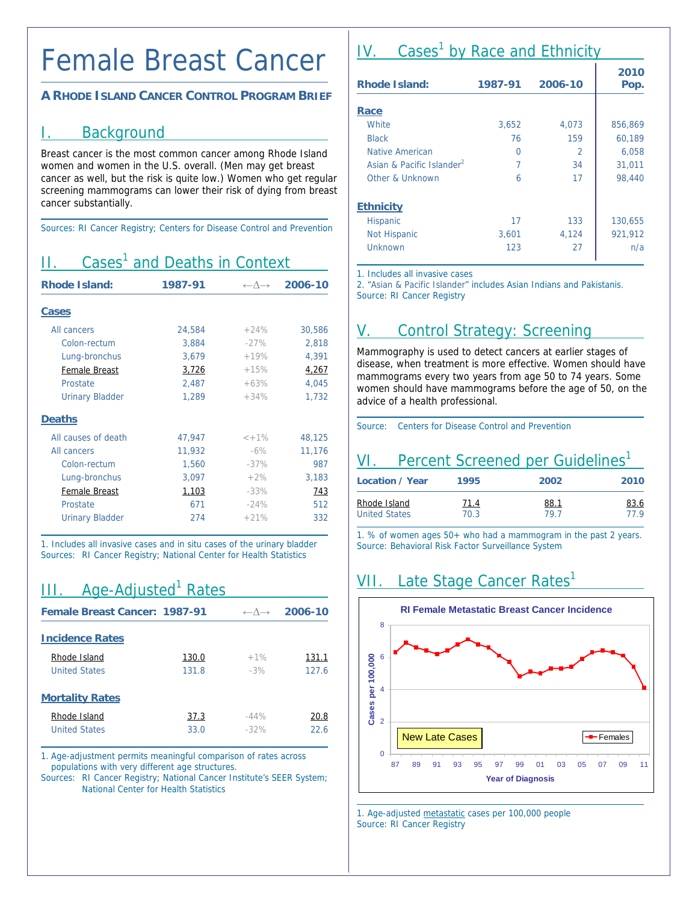# Female Breast Cancer

### A Rhode Island Cancer Control Program Brief

## I. Background

Breast cancer is the most common cancer among Rhode Island women and women in the U.S. overall. (Men may get breast cancer as well, but the risk is quite low.) Women who get regular screening mammograms can lower their risk of dying from breast cancer substantially.

Sources: RI Cancer Registry; Centers for Disease Control and Prevention

## II. Cases[1] and Deaths in Context

| Rhode Island: | 1987-91 | ←Δ→ | 2006-10 |
|---|---|---|---|
| **Cases** | | | |
| All cancers | 24,584 | +24% | 30,586 |
| Colon-rectum | 3,884 | -27% | 2,818 |
| Lung-bronchus | 3,679 | +19% | 4,391 |
| Female Breast | 3,726 | +15% | 4,267 |
| Prostate | 2,487 | +63% | 4,045 |
| Urinary Bladder | 1,289 | +34% | 1,732 |
| **Deaths** | | | |
| All causes of death | 47,947 | <+1% | 48,125 |
| All cancers | 11,932 | -6% | 11,176 |
| Colon-rectum | 1,560 | -37% | 987 |
| Lung-bronchus | 3,097 | +2% | 3,183 |
| Female Breast | 1,103 | -33% | 743 |
| Prostate | 671 | -24% | 512 |
| Urinary Bladder | 274 | +21% | 332 |

1. Includes all invasive cases and in situ cases of the urinary bladder
Sources: RI Cancer Registry; National Center for Health Statistics

## III. Age-Adjusted[1] Rates

| Female Breast Cancer: | 1987-91 | ←Δ→ | 2006-10 |
|---|---|---|---|
| **Incidence Rates** | | | |
| Rhode Island | 130.0 | +1% | 131.1 |
| United States | 131.8 | -3% | 127.6 |
| **Mortality Rates** | | | |
| Rhode Island | 37.3 | -44% | 20.8 |
| United States | 33.0 | -32% | 22.6 |

1. Age-adjustment permits meaningful comparison of rates across populations with very different age structures.
Sources: RI Cancer Registry; National Cancer Institute's SEER System; National Center for Health Statistics

## IV. Cases[1] by Race and Ethnicity

| Rhode Island: | 1987-91 | 2006-10 | 2010 Pop. |
|---|---|---|---|
| **Race** | | | |
| White | 3,652 | 4,073 | 856,869 |
| Black | 76 | 159 | 60,189 |
| Native American | 0 | 2 | 6,058 |
| Asian & Pacific Islander[2] | 7 | 34 | 31,011 |
| Other & Unknown | 6 | 17 | 98,440 |
| **Ethnicity** | | | |
| Hispanic | 17 | 133 | 130,655 |
| Not Hispanic | 3,601 | 4,124 | 921,912 |
| Unknown | 123 | 27 | n/a |

1. Includes all invasive cases
2. "Asian & Pacific Islander" includes Asian Indians and Pakistanis.
Source: RI Cancer Registry

## V. Control Strategy: Screening

Mammography is used to detect cancers at earlier stages of disease, when treatment is more effective. Women should have mammograms every two years from age 50 to 74 years. Some women should have mammograms before the age of 50, on the advice of a health professional.

Source: Centers for Disease Control and Prevention

## VI. Percent Screened per Guidelines[1]

| Location / Year | 1995 | 2002 | 2010 |
|---|---|---|---|
| Rhode Island | 71.4 | 88.1 | 83.6 |
| United States | 70.3 | 79.7 | 77.9 |

1. % of women ages 50+ who had a mammogram in the past 2 years.
Source: Behavioral Risk Factor Surveillance System

## VII. Late Stage Cancer Rates[1]

**RI Female Metastatic Breast Cancer Incidence**

New Late Cases

Y-axis: Cases per 100,000 (0–8); X-axis: Year of Diagnosis (87–11); Legend: Females

1. Age-adjusted metastatic cases per 100,000 people
Source: RI Cancer Registry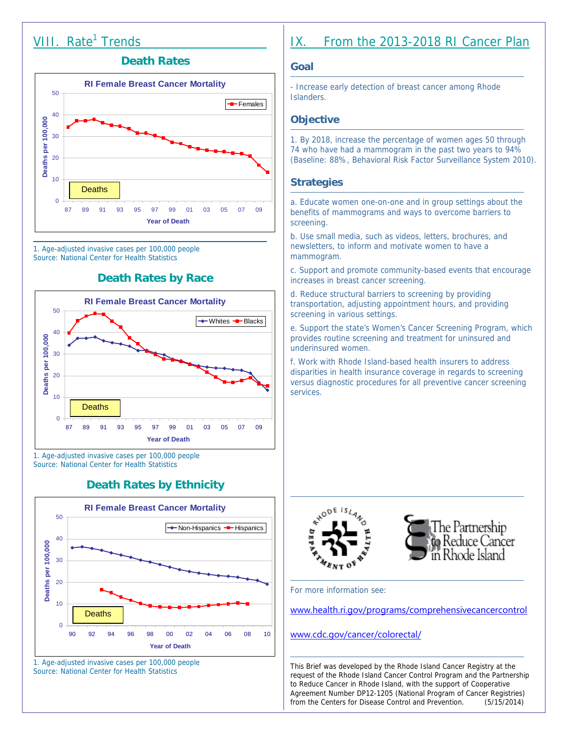## VIII. Rate[1] Trends

### Death Rates

RI Female Breast Cancer Mortality

1. Age-adjusted invasive cases per 100,000 people
Source: National Center for Health Statistics

### Death Rates by Race

RI Female Breast Cancer Mortality

1. Age-adjusted invasive cases per 100,000 people
Source: National Center for Health Statistics

### Death Rates by Ethnicity

RI Female Breast Cancer Mortality

1. Age-adjusted invasive cases per 100,000 people
Source: National Center for Health Statistics

## IX. From the 2013-2018 RI Cancer Plan

### Goal

- Increase early detection of breast cancer among Rhode Islanders.

### Objective

1. By 2018, increase the percentage of women ages 50 through 74 who have had a mammogram in the past two years to 94% (Baseline: 88%, Behavioral Risk Factor Surveillance System 2010).

### Strategies

a. Educate women one-on-one and in group settings about the benefits of mammograms and ways to overcome barriers to screening.

b. Use small media, such as videos, letters, brochures, and newsletters, to inform and motivate women to have a mammogram.

c. Support and promote community-based events that encourage increases in breast cancer screening.

d. Reduce structural barriers to screening by providing transportation, adjusting appointment hours, and providing screening in various settings.

e. Support the state's Women's Cancer Screening Program, which provides routine screening and treatment for uninsured and underinsured women.

f. Work with Rhode Island-based health insurers to address disparities in health insurance coverage in regards to screening versus diagnostic procedures for all preventive cancer screening services.

For more information see:

www.health.ri.gov/programs/comprehensivecancercontrol

www.cdc.gov/cancer/colorectal/

This Brief was developed by the Rhode Island Cancer Registry at the request of the Rhode Island Cancer Control Program and the Partnership to Reduce Cancer in Rhode Island, with the support of Cooperative Agreement Number DP12-1205 (National Program of Cancer Registries) from the Centers for Disease Control and Prevention. (5/15/2014)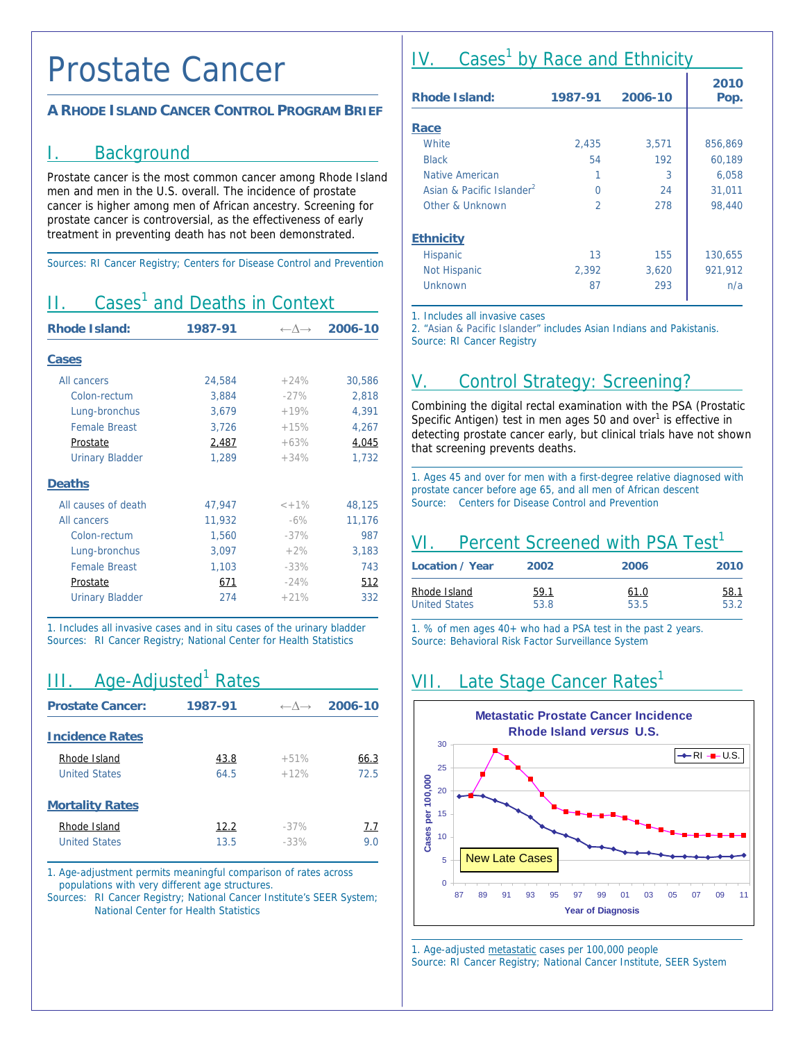# Prostate Cancer

### A Rhode Island Cancer Control Program Brief

## I. Background

Prostate cancer is the most common cancer among Rhode Island men and men in the U.S. overall. The incidence of prostate cancer is higher among men of African ancestry. Screening for prostate cancer is controversial, as the effectiveness of early treatment in preventing death has not been demonstrated.

Sources: RI Cancer Registry; Centers for Disease Control and Prevention

## II. Cases[1] and Deaths in Context

| Rhode Island: | 1987-91 | ←Δ→ | 2006-10 |
|---|---|---|---|
| **Cases** | | | |
| All cancers | 24,584 | +24% | 30,586 |
| Colon-rectum | 3,884 | -27% | 2,818 |
| Lung-bronchus | 3,679 | +19% | 4,391 |
| Female Breast | 3,726 | +15% | 4,267 |
| Prostate | 2,487 | +63% | 4,045 |
| Urinary Bladder | 1,289 | +34% | 1,732 |
| **Deaths** | | | |
| All causes of death | 47,947 | <+1% | 48,125 |
| All cancers | 11,932 | -6% | 11,176 |
| Colon-rectum | 1,560 | -37% | 987 |
| Lung-bronchus | 3,097 | +2% | 3,183 |
| Female Breast | 1,103 | -33% | 743 |
| Prostate | 671 | -24% | 512 |
| Urinary Bladder | 274 | +21% | 332 |

1. Includes all invasive cases and in situ cases of the urinary bladder
Sources: RI Cancer Registry; National Center for Health Statistics

## III. Age-Adjusted[1] Rates

| Prostate Cancer: | 1987-91 | ←Δ→ | 2006-10 |
|---|---|---|---|
| **Incidence Rates** | | | |
| Rhode Island | 43.8 | +51% | 66.3 |
| United States | 64.5 | +12% | 72.5 |
| **Mortality Rates** | | | |
| Rhode Island | 12.2 | -37% | 7.7 |
| United States | 13.5 | -33% | 9.0 |

1. Age-adjustment permits meaningful comparison of rates across populations with very different age structures.
Sources: RI Cancer Registry; National Cancer Institute's SEER System; National Center for Health Statistics

## IV. Cases[1] by Race and Ethnicity

| Rhode Island: | 1987-91 | 2006-10 | 2010 Pop. |
|---|---|---|---|
| **Race** | | | |
| White | 2,435 | 3,571 | 856,869 |
| Black | 54 | 192 | 60,189 |
| Native American | 1 | 3 | 6,058 |
| Asian & Pacific Islander[2] | 0 | 24 | 31,011 |
| Other & Unknown | 2 | 278 | 98,440 |
| **Ethnicity** | | | |
| Hispanic | 13 | 155 | 130,655 |
| Not Hispanic | 2,392 | 3,620 | 921,912 |
| Unknown | 87 | 293 | n/a |

1. Includes all invasive cases
2. "Asian & Pacific Islander" includes Asian Indians and Pakistanis.
Source: RI Cancer Registry

## V. Control Strategy: Screening?

Combining the digital rectal examination with the PSA (Prostatic Specific Antigen) test in men ages 50 and over[1] is effective in detecting prostate cancer early, but clinical trials have not shown that screening prevents deaths.

1. Ages 45 and over for men with a first-degree relative diagnosed with prostate cancer before age 65, and all men of African descent
Source: Centers for Disease Control and Prevention

## VI. Percent Screened with PSA Test[1]

| Location / Year | 2002 | 2006 | 2010 |
|---|---|---|---|
| Rhode Island | 59.1 | 61.0 | 58.1 |
| United States | 53.8 | 53.5 | 53.2 |

1. % of men ages 40+ who had a PSA test in the past 2 years.
Source: Behavioral Risk Factor Surveillance System

## VII. Late Stage Cancer Rates[1]

**Metastatic Prostate Cancer Incidence Rhode Island *versus* U.S.**

New Late Cases

1. Age-adjusted metastatic cases per 100,000 people
Source: RI Cancer Registry; National Cancer Institute, SEER System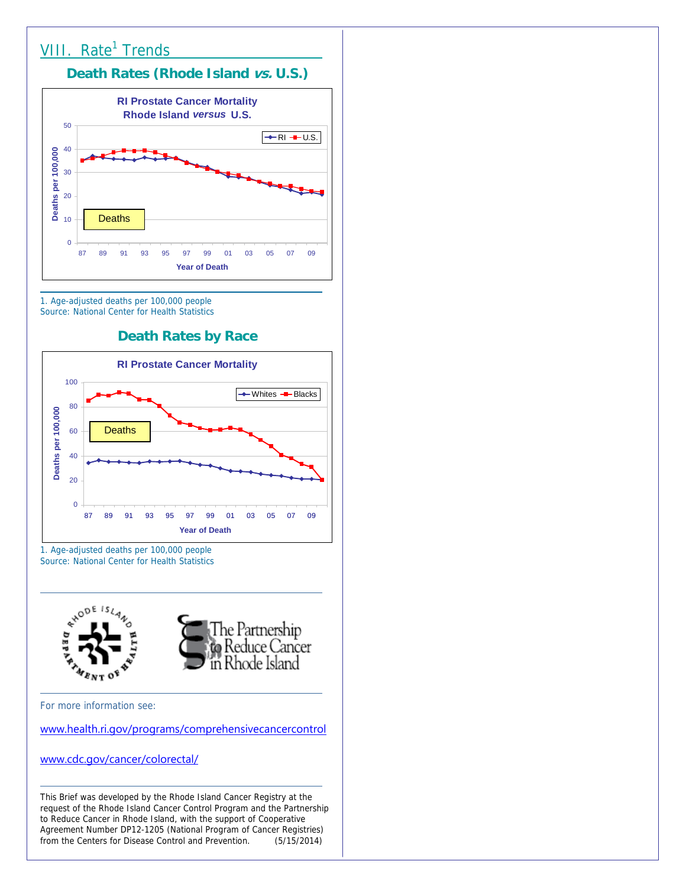## VIII. Rate[1] Trends

### Death Rates (Rhode Island *vs.* U.S.)

1. Age-adjusted deaths per 100,000 people
Source: National Center for Health Statistics

### Death Rates by Race

1. Age-adjusted deaths per 100,000 people
Source: National Center for Health Statistics

For more information see:

www.health.ri.gov/programs/comprehensivecancercontrol

www.cdc.gov/cancer/colorectal/

This Brief was developed by the Rhode Island Cancer Registry at the request of the Rhode Island Cancer Control Program and the Partnership to Reduce Cancer in Rhode Island, with the support of Cooperative Agreement Number DP12-1205 (National Program of Cancer Registries) from the Centers for Disease Control and Prevention. (5/15/2014)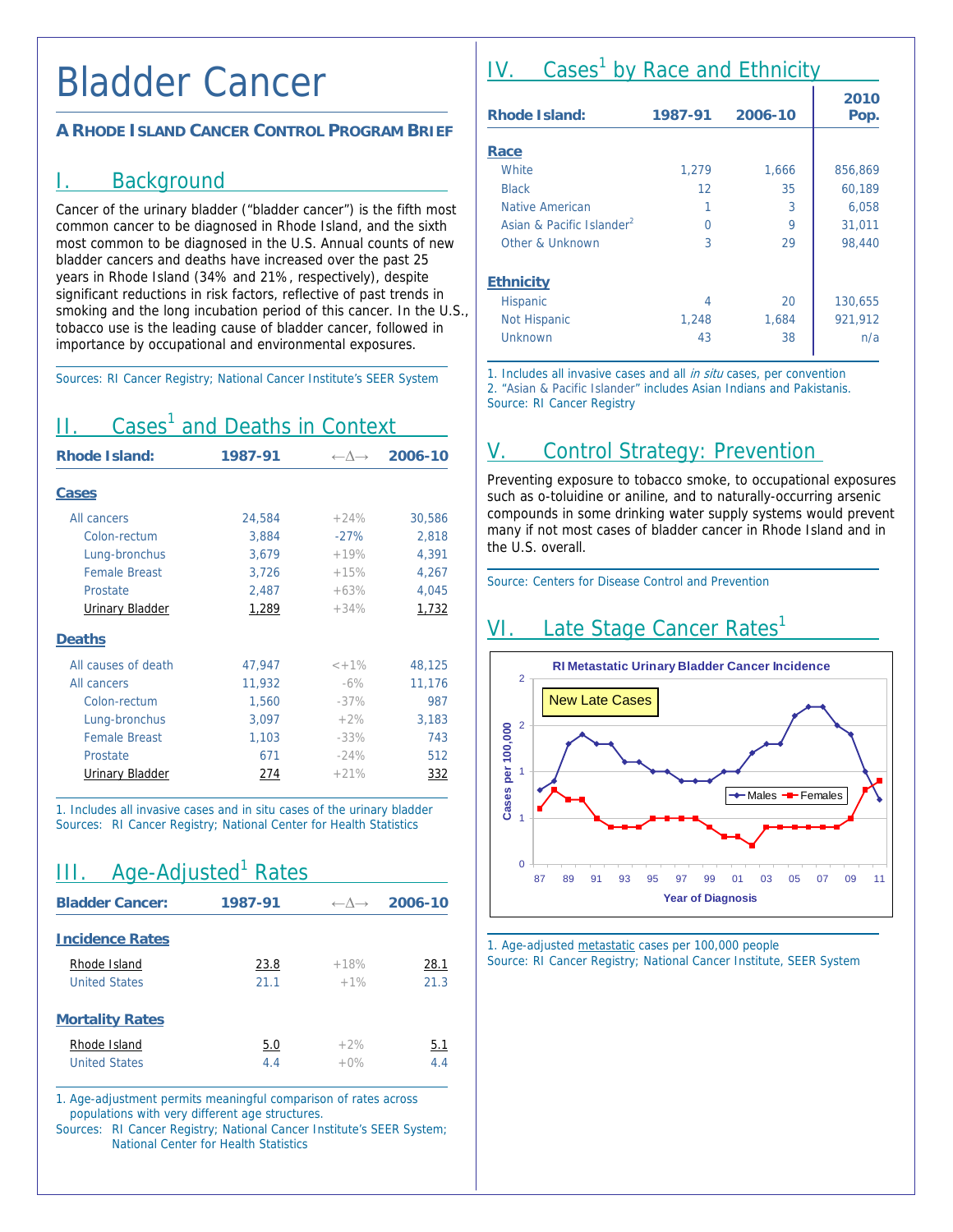# Bladder Cancer

**A RHODE ISLAND CANCER CONTROL PROGRAM BRIEF**

## I. Background

Cancer of the urinary bladder ("bladder cancer") is the fifth most common cancer to be diagnosed in Rhode Island, and the sixth most common to be diagnosed in the U.S. Annual counts of new bladder cancers and deaths have increased over the past 25 years in Rhode Island (34% and 21%, respectively), despite significant reductions in risk factors, reflective of past trends in smoking and the long incubation period of this cancer. In the U.S., tobacco use is the leading cause of bladder cancer, followed in importance by occupational and environmental exposures.

Sources: RI Cancer Registry; National Cancer Institute's SEER System

## II. Cases[1] and Deaths in Context

| Rhode Island: | 1987-91 | ←Δ→ | 2006-10 |
|---|---|---|---|
| **Cases** | | | |
| All cancers | 24,584 | +24% | 30,586 |
| Colon-rectum | 3,884 | -27% | 2,818 |
| Lung-bronchus | 3,679 | +19% | 4,391 |
| Female Breast | 3,726 | +15% | 4,267 |
| Prostate | 2,487 | +63% | 4,045 |
| Urinary Bladder | 1,289 | +34% | 1,732 |
| **Deaths** | | | |
| All causes of death | 47,947 | <+1% | 48,125 |
| All cancers | 11,932 | -6% | 11,176 |
| Colon-rectum | 1,560 | -37% | 987 |
| Lung-bronchus | 3,097 | +2% | 3,183 |
| Female Breast | 1,103 | -33% | 743 |
| Prostate | 671 | -24% | 512 |
| Urinary Bladder | 274 | +21% | 332 |

1. Includes all invasive cases and in situ cases of the urinary bladder
Sources: RI Cancer Registry; National Center for Health Statistics

## III. Age-Adjusted[1] Rates

| Bladder Cancer: | 1987-91 | ←Δ→ | 2006-10 |
|---|---|---|---|
| **Incidence Rates** | | | |
| Rhode Island | 23.8 | +18% | 28.1 |
| United States | 21.1 | +1% | 21.3 |
| **Mortality Rates** | | | |
| Rhode Island | 5.0 | +2% | 5.1 |
| United States | 4.4 | +0% | 4.4 |

1. Age-adjustment permits meaningful comparison of rates across populations with very different age structures.
Sources: RI Cancer Registry; National Cancer Institute's SEER System; National Center for Health Statistics

## IV. Cases[1] by Race and Ethnicity

| Rhode Island: | 1987-91 | 2006-10 | 2010 Pop. |
|---|---|---|---|
| **Race** | | | |
| White | 1,279 | 1,666 | 856,869 |
| Black | 12 | 35 | 60,189 |
| Native American | 1 | 3 | 6,058 |
| Asian & Pacific Islander[2] | 0 | 9 | 31,011 |
| Other & Unknown | 3 | 29 | 98,440 |
| **Ethnicity** | | | |
| Hispanic | 4 | 20 | 130,655 |
| Not Hispanic | 1,248 | 1,684 | 921,912 |
| Unknown | 43 | 38 | n/a |

1. Includes all invasive cases and all *in situ* cases, per convention
2. "Asian & Pacific Islander" includes Asian Indians and Pakistanis.
Source: RI Cancer Registry

## V. Control Strategy: Prevention

Preventing exposure to tobacco smoke, to occupational exposures such as o-toluidine or aniline, and to naturally-occurring arsenic compounds in some drinking water supply systems would prevent many if not most cases of bladder cancer in Rhode Island and in the U.S. overall.

Source: Centers for Disease Control and Prevention

## VI. Late Stage Cancer Rates[1]

**RI Metastatic Urinary Bladder Cancer Incidence**

New Late Cases

Cases per 100,000 (y-axis); Year of Diagnosis (x-axis, 87–11); Males, Females

1. Age-adjusted metastatic cases per 100,000 people
Source: RI Cancer Registry; National Cancer Institute, SEER System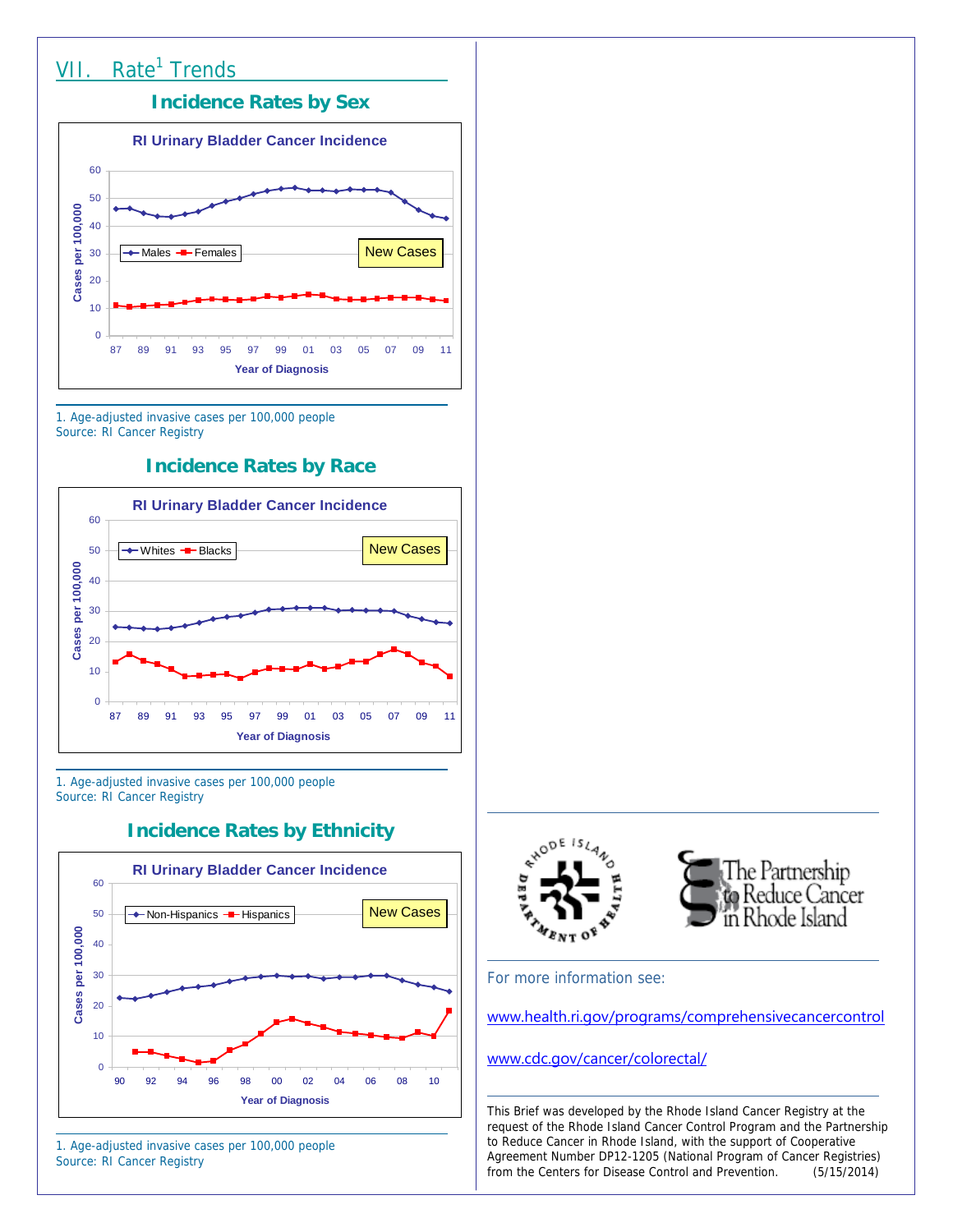## VII. Rate[1] Trends

### Incidence Rates by Sex

RI Urinary Bladder Cancer Incidence

New Cases

Males  Females

Cases per 100,000

0 10 20 30 40 50 60

87 89 91 93 95 97 99 01 03 05 07 09 11

Year of Diagnosis

1. Age-adjusted invasive cases per 100,000 people
Source: RI Cancer Registry

### Incidence Rates by Race

RI Urinary Bladder Cancer Incidence

New Cases

Whites  Blacks

Cases per 100,000

0 10 20 30 40 50 60

87 89 91 93 95 97 99 01 03 05 07 09 11

Year of Diagnosis

1. Age-adjusted invasive cases per 100,000 people
Source: RI Cancer Registry

### Incidence Rates by Ethnicity

RI Urinary Bladder Cancer Incidence

New Cases

Non-Hispanics  Hispanics

Cases per 100,000

0 10 20 30 40 50 60

90 92 94 96 98 00 02 04 06 08 10

Year of Diagnosis

1. Age-adjusted invasive cases per 100,000 people
Source: RI Cancer Registry

Rhode Island Department of Health

The Partnership to Reduce Cancer in Rhode Island

For more information see:

www.health.ri.gov/programs/comprehensivecancercontrol

www.cdc.gov/cancer/colorectal/

This Brief was developed by the Rhode Island Cancer Registry at the request of the Rhode Island Cancer Control Program and the Partnership to Reduce Cancer in Rhode Island, with the support of Cooperative Agreement Number DP12-1205 (National Program of Cancer Registries) from the Centers for Disease Control and Prevention. (5/15/2014)